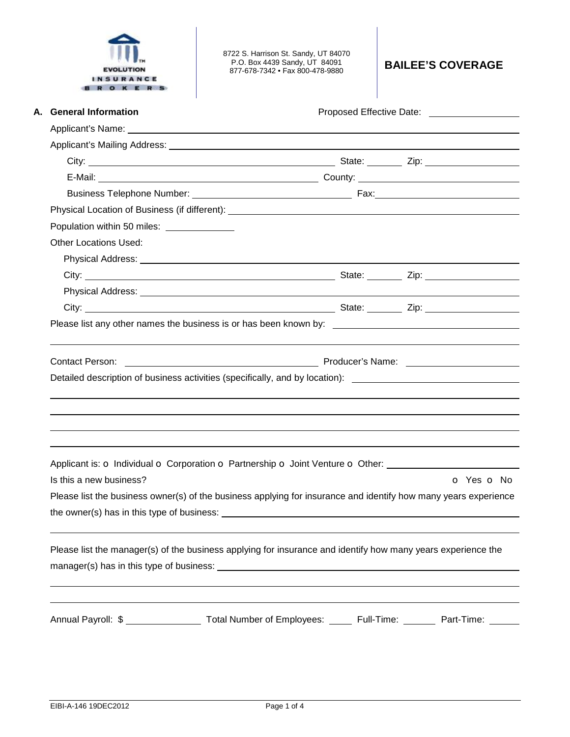EVOLUTION INSURANCE BROKERS

8722 S. Harrison St. Sandy, UT 84070
P.O. Box 4439 Sandy, UT 84091
877-678-7342 • Fax 800-478-9880

# BAILEE'S COVERAGE

## A. General Information

Proposed Effective Date: ______________

Applicant's Name: ______________________________________________

Applicant's Mailing Address: ______________________________________________

City: ______________________ State: ________ Zip: ______________

E-Mail: ______________________ County: ______________________

Business Telephone Number: ______________________ Fax: ______________________

Physical Location of Business (if different): ______________________________________________

Population within 50 miles: ______________

Other Locations Used:

Physical Address: ______________________________________________

City: ______________________ State: ________ Zip: ______________

Physical Address: ______________________________________________

City: ______________________ State: ________ Zip: ______________

Please list any other names the business is or has been known by: ______________________________________________

______________________________________________

Contact Person: ______________________ Producer's Name: ______________________

Detailed description of business activities (specifically, and by location): ______________________________________________

______________________________________________

______________________________________________

______________________________________________

______________________________________________

Applicant is: o Individual o Corporation o Partnership o Joint Venture o Other: ______________________

Is this a new business? o Yes o No

Please list the business owner(s) of the business applying for insurance and identify how many years experience the owner(s) has in this type of business: ______________________________________________

______________________________________________

Please list the manager(s) of the business applying for insurance and identify how many years experience the manager(s) has in this type of business: ______________________________________________

______________________________________________

______________________________________________

Annual Payroll: $ ______________ Total Number of Employees: ______ Full-Time: ______ Part-Time: ______

EIBI-A-146 19DEC2012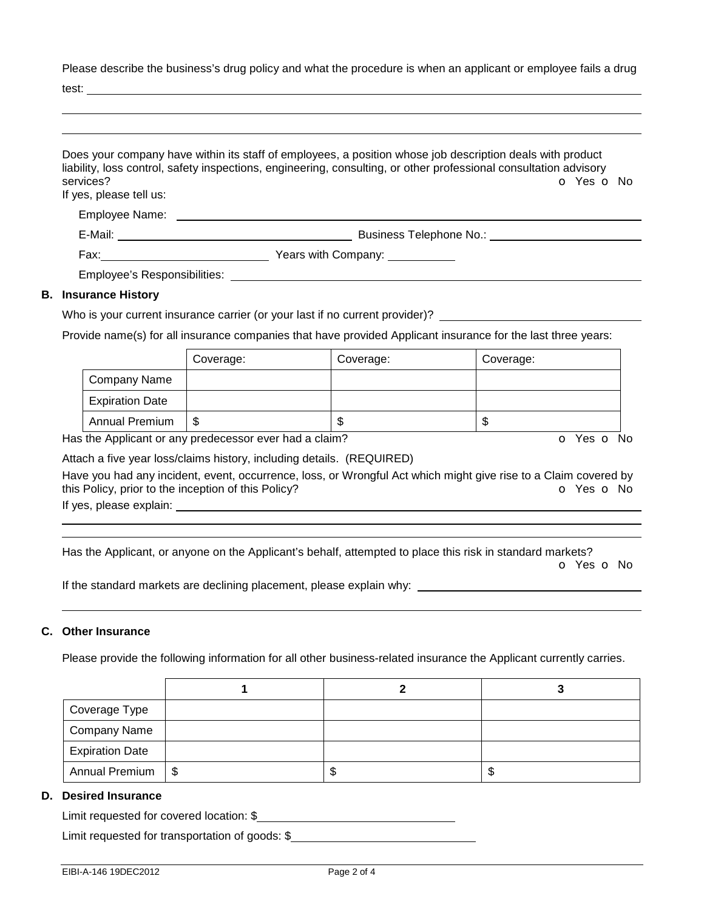Please describe the business's drug policy and what the procedure is when an applicant or employee fails a drug test: ____________________

____________________

____________________

Does your company have within its staff of employees, a position whose job description deals with product liability, loss control, safety inspections, engineering, consulting, or other professional consultation advisory services? o Yes o No

If yes, please tell us:

Employee Name: ____________________

E-Mail: ____________________ Business Telephone No.: ____________________

Fax: ____________________ Years with Company: __________

Employee's Responsibilities: ____________________

## B. Insurance History

Who is your current insurance carrier (or your last if no current provider)? ____________________

Provide name(s) for all insurance companies that have provided Applicant insurance for the last three years:

| | Coverage: | Coverage: | Coverage: |
|---|---|---|---|
| Company Name | | | |
| Expiration Date | | | |
| Annual Premium | $ | $ | $ |

Has the Applicant or any predecessor ever had a claim? o Yes o No

Attach a five year loss/claims history, including details. (REQUIRED)

Have you had any incident, event, occurrence, loss, or Wrongful Act which might give rise to a Claim covered by this Policy, prior to the inception of this Policy? o Yes o No

If yes, please explain: ____________________

____________________

____________________

Has the Applicant, or anyone on the Applicant's behalf, attempted to place this risk in standard markets? o Yes o No

If the standard markets are declining placement, please explain why: ____________________

____________________

## C. Other Insurance

Please provide the following information for all other business-related insurance the Applicant currently carries.

| | 1 | 2 | 3 |
|---|---|---|---|
| Coverage Type | | | |
| Company Name | | | |
| Expiration Date | | | |
| Annual Premium | $ | $ | $ |

## D. Desired Insurance

Limit requested for covered location: $____________________

Limit requested for transportation of goods: $____________________

EIBI-A-146 19DEC2012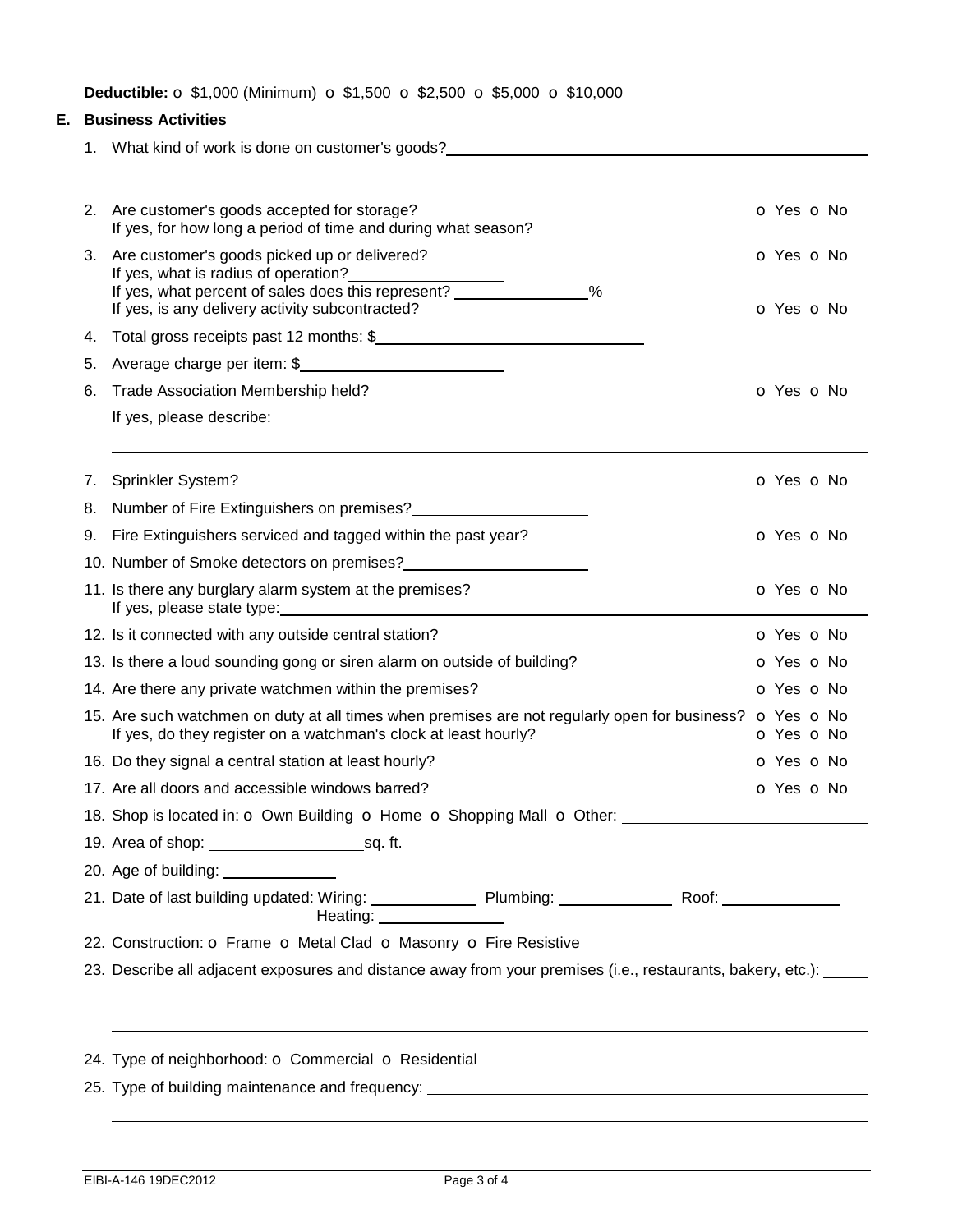**Deductible:** o $1,000 (Minimum) o $1,500 o $2,500 o $5,000 o $10,000

## E. Business Activities

1. What kind of work is done on customer's goods? ______________________________

   ______________________________

2. Are customer's goods accepted for storage? o Yes o No
   If yes, for how long a period of time and during what season?

3. Are customer's goods picked up or delivered? o Yes o No
   If yes, what is radius of operation? ______________
   If yes, what percent of sales does this represent? ______________%
   If yes, is any delivery activity subcontracted? o Yes o No

4. Total gross receipts past 12 months: $______________________________

5. Average charge per item: $______________________

6. Trade Association Membership held? o Yes o No
   If yes, please describe: ______________________________

   ______________________________

7. Sprinkler System? o Yes o No

8. Number of Fire Extinguishers on premises? ______________________

9. Fire Extinguishers serviced and tagged within the past year? o Yes o No

10. Number of Smoke detectors on premises? ______________________

11. Is there any burglary alarm system at the premises? o Yes o No
    If yes, please state type: ______________________________

12. Is it connected with any outside central station? o Yes o No

13. Is there a loud sounding gong or siren alarm on outside of building? o Yes o No

14. Are there any private watchmen within the premises? o Yes o No

15. Are such watchmen on duty at all times when premises are not regularly open for business? o Yes o No
    If yes, do they register on a watchman's clock at least hourly? o Yes o No

16. Do they signal a central station at least hourly? o Yes o No

17. Are all doors and accessible windows barred? o Yes o No

18. Shop is located in: o Own Building o Home o Shopping Mall o Other: ______________________

19. Area of shop: ______________________sq. ft.

20. Age of building: ______________

21. Date of last building updated: Wiring: ______________ Plumbing: ______________ Roof: ______________
    Heating: ______________

22. Construction: o Frame o Metal Clad o Masonry o Fire Resistive

23. Describe all adjacent exposures and distance away from your premises (i.e., restaurants, bakery, etc.): ______

    ______________________________

    ______________________________

24. Type of neighborhood: o Commercial o Residential

25. Type of building maintenance and frequency: ______________________________

    ______________________________

EIBI-A-146 19DEC2012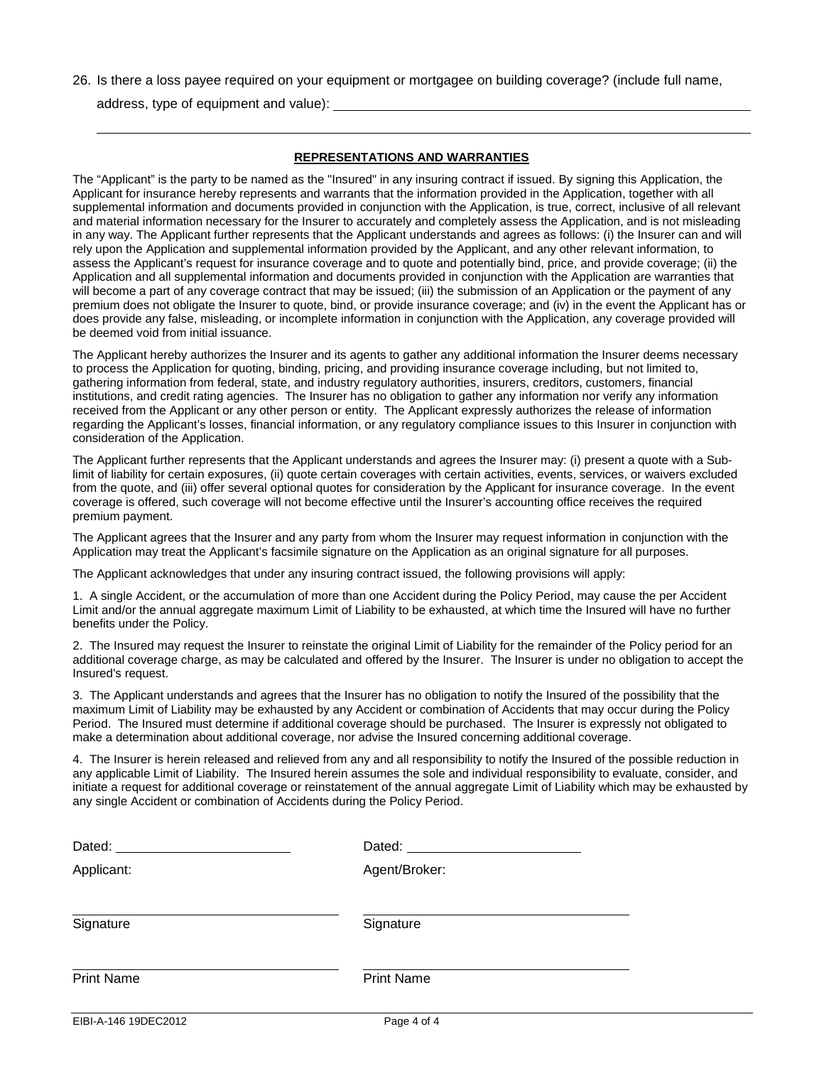26. Is there a loss payee required on your equipment or mortgagee on building coverage? (include full name, address, type of equipment and value): ______________________________________________

______________________________________________________________________________

**REPRESENTATIONS AND WARRANTIES**

The "Applicant" is the party to be named as the "Insured" in any insuring contract if issued. By signing this Application, the Applicant for insurance hereby represents and warrants that the information provided in the Application, together with all supplemental information and documents provided in conjunction with the Application, is true, correct, inclusive of all relevant and material information necessary for the Insurer to accurately and completely assess the Application, and is not misleading in any way. The Applicant further represents that the Applicant understands and agrees as follows: (i) the Insurer can and will rely upon the Application and supplemental information provided by the Applicant, and any other relevant information, to assess the Applicant's request for insurance coverage and to quote and potentially bind, price, and provide coverage; (ii) the Application and all supplemental information and documents provided in conjunction with the Application are warranties that will become a part of any coverage contract that may be issued; (iii) the submission of an Application or the payment of any premium does not obligate the Insurer to quote, bind, or provide insurance coverage; and (iv) in the event the Applicant has or does provide any false, misleading, or incomplete information in conjunction with the Application, any coverage provided will be deemed void from initial issuance.

The Applicant hereby authorizes the Insurer and its agents to gather any additional information the Insurer deems necessary to process the Application for quoting, binding, pricing, and providing insurance coverage including, but not limited to, gathering information from federal, state, and industry regulatory authorities, insurers, creditors, customers, financial institutions, and credit rating agencies. The Insurer has no obligation to gather any information nor verify any information received from the Applicant or any other person or entity. The Applicant expressly authorizes the release of information regarding the Applicant's losses, financial information, or any regulatory compliance issues to this Insurer in conjunction with consideration of the Application.

The Applicant further represents that the Applicant understands and agrees the Insurer may: (i) present a quote with a Sub-limit of liability for certain exposures, (ii) quote certain coverages with certain activities, events, services, or waivers excluded from the quote, and (iii) offer several optional quotes for consideration by the Applicant for insurance coverage. In the event coverage is offered, such coverage will not become effective until the Insurer's accounting office receives the required premium payment.

The Applicant agrees that the Insurer and any party from whom the Insurer may request information in conjunction with the Application may treat the Applicant's facsimile signature on the Application as an original signature for all purposes.

The Applicant acknowledges that under any insuring contract issued, the following provisions will apply:

1. A single Accident, or the accumulation of more than one Accident during the Policy Period, may cause the per Accident Limit and/or the annual aggregate maximum Limit of Liability to be exhausted, at which time the Insured will have no further benefits under the Policy.

2. The Insured may request the Insurer to reinstate the original Limit of Liability for the remainder of the Policy period for an additional coverage charge, as may be calculated and offered by the Insurer. The Insurer is under no obligation to accept the Insured's request.

3. The Applicant understands and agrees that the Insurer has no obligation to notify the Insured of the possibility that the maximum Limit of Liability may be exhausted by any Accident or combination of Accidents that may occur during the Policy Period. The Insured must determine if additional coverage should be purchased. The Insurer is expressly not obligated to make a determination about additional coverage, nor advise the Insured concerning additional coverage.

4. The Insurer is herein released and relieved from any and all responsibility to notify the Insured of the possible reduction in any applicable Limit of Liability. The Insured herein assumes the sole and individual responsibility to evaluate, consider, and initiate a request for additional coverage or reinstatement of the annual aggregate Limit of Liability which may be exhausted by any single Accident or combination of Accidents during the Policy Period.

Dated: ____________________

Applicant:

______________________________
Signature

______________________________
Print Name

Dated: ____________________

Agent/Broker:

______________________________
Signature

______________________________
Print Name

EIBI-A-146 19DEC2012